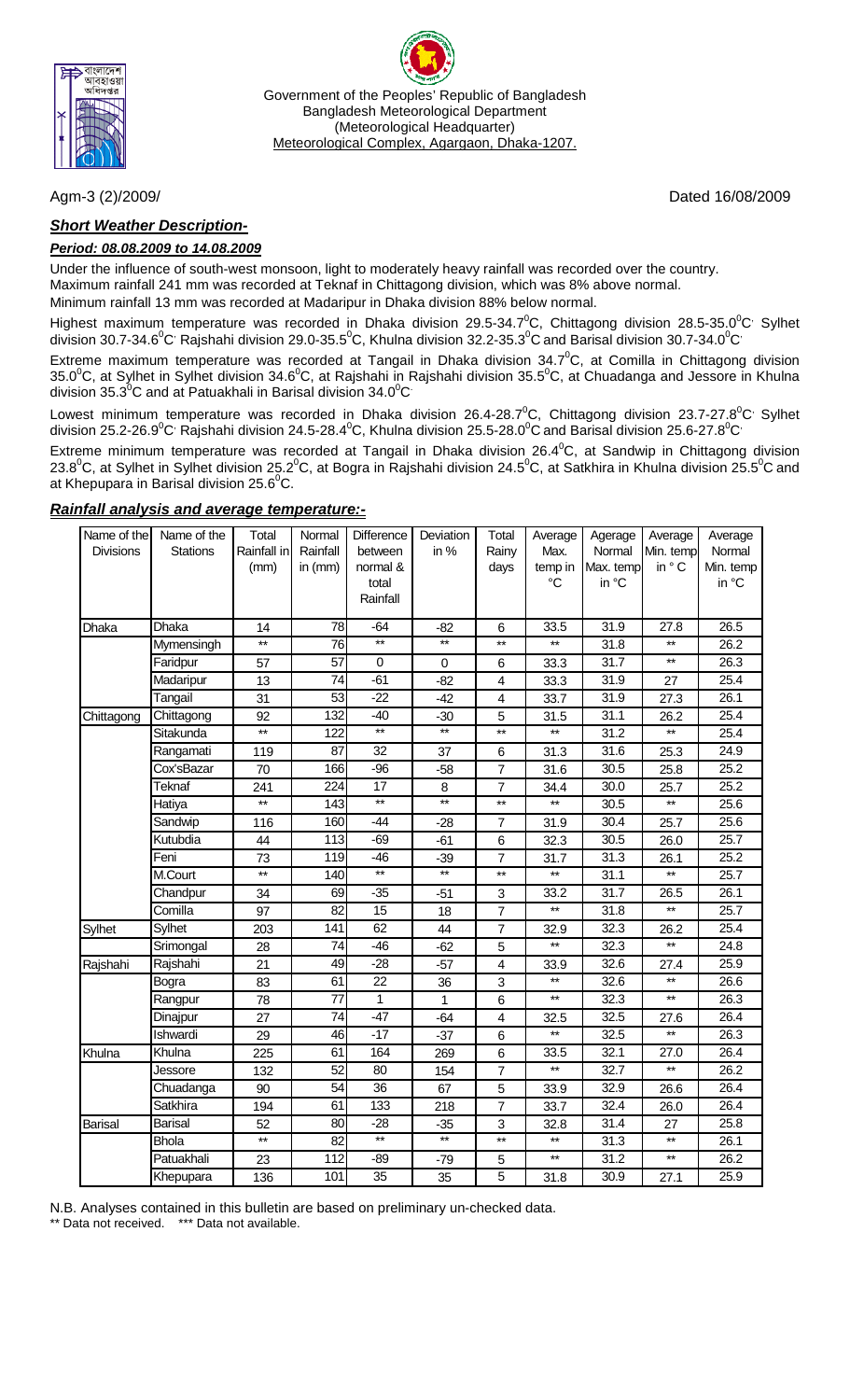Government of the Peoples' Republic of Bangladesh
Bangladesh Meteorological Department
(Meteorological Headquarter)
Meteorological Complex, Agargaon, Dhaka-1207.

Agm-3 (2)/2009/ Dated 16/08/2009

***Short Weather Description-***

***Period: 08.08.2009 to 14.08.2009***

Under the influence of south-west monsoon, light to moderately heavy rainfall was recorded over the country.
Maximum rainfall 241 mm was recorded at Teknaf in Chittagong division, which was 8% above normal.
Minimum rainfall 13 mm was recorded at Madaripur in Dhaka division 88% below normal.

Highest maximum temperature was recorded in Dhaka division 29.5-34.7$^0$C, Chittagong division 28.5-35.0$^0$C, Sylhet division 30.7-34.6$^0$C, Rajshahi division 29.0-35.5$^0$C, Khulna division 32.2-35.3$^0$C and Barisal division 30.7-34.0$^0$C.

Extreme maximum temperature was recorded at Tangail in Dhaka division 34.7$^0$C, at Comilla in Chittagong division 35.0$^0$C, at Sylhet in Sylhet division 34.6$^0$C, at Rajshahi in Rajshahi division 35.5$^0$C, at Chuadanga and Jessore in Khulna division 35.3$^0$C and at Patuakhali in Barisal division 34.0$^0$C.

Lowest minimum temperature was recorded in Dhaka division 26.4-28.7$^0$C, Chittagong division 23.7-27.8$^0$C, Sylhet division 25.2-26.9$^0$C, Rajshahi division 24.5-28.4$^0$C, Khulna division 25.5-28.0$^0$C and Barisal division 25.6-27.8$^0$C.

Extreme minimum temperature was recorded at Tangail in Dhaka division 26.4$^0$C, at Sandwip in Chittagong division 23.8$^0$C, at Sylhet in Sylhet division 25.2$^0$C, at Bogra in Rajshahi division 24.5$^0$C, at Satkhira in Khulna division 25.5$^0$C and at Khepupara in Barisal division 25.6$^0$C.

***Rainfall analysis and average temperature:-***

| Name of the Divisions | Name of the Stations | Total Rainfall in (mm) | Normal Rainfall in (mm) | Difference between normal & total Rainfall | Deviation in % | Total Rainy days | Average Max. temp in °C | Agerage Normal Max. temp in °C | Average Min. temp in ° C | Average Normal Min. temp in °C |
|---|---|---|---|---|---|---|---|---|---|---|
| Dhaka | Dhaka | 14 | 78 | -64 | -82 | 6 | 33.5 | 31.9 | 27.8 | 26.5 |
| | Mymensingh | ** | 76 | ** | ** | ** | ** | 31.8 | ** | 26.2 |
| | Faridpur | 57 | 57 | 0 | 0 | 6 | 33.3 | 31.7 | ** | 26.3 |
| | Madaripur | 13 | 74 | -61 | -82 | 4 | 33.3 | 31.9 | 27 | 25.4 |
| | Tangail | 31 | 53 | -22 | -42 | 4 | 33.7 | 31.9 | 27.3 | 26.1 |
| Chittagong | Chittagong | 92 | 132 | -40 | -30 | 5 | 31.5 | 31.1 | 26.2 | 25.4 |
| | Sitakunda | ** | 122 | ** | ** | ** | ** | 31.2 | ** | 25.4 |
| | Rangamati | 119 | 87 | 32 | 37 | 6 | 31.3 | 31.6 | 25.3 | 24.9 |
| | Cox'sBazar | 70 | 166 | -96 | -58 | 7 | 31.6 | 30.5 | 25.8 | 25.2 |
| | Teknaf | 241 | 224 | 17 | 8 | 7 | 34.4 | 30.0 | 25.7 | 25.2 |
| | Hatiya | ** | 143 | ** | ** | ** | ** | 30.5 | ** | 25.6 |
| | Sandwip | 116 | 160 | -44 | -28 | 7 | 31.9 | 30.4 | 25.7 | 25.6 |
| | Kutubdia | 44 | 113 | -69 | -61 | 6 | 32.3 | 30.5 | 26.0 | 25.7 |
| | Feni | 73 | 119 | -46 | -39 | 7 | 31.7 | 31.3 | 26.1 | 25.2 |
| | M.Court | ** | 140 | ** | ** | ** | ** | 31.1 | ** | 25.7 |
| | Chandpur | 34 | 69 | -35 | -51 | 3 | 33.2 | 31.7 | 26.5 | 26.1 |
| | Comilla | 97 | 82 | 15 | 18 | 7 | ** | 31.8 | ** | 25.7 |
| Sylhet | Sylhet | 203 | 141 | 62 | 44 | 7 | 32.9 | 32.3 | 26.2 | 25.4 |
| | Srimongal | 28 | 74 | -46 | -62 | 5 | ** | 32.3 | ** | 24.8 |
| Rajshahi | Rajshahi | 21 | 49 | -28 | -57 | 4 | 33.9 | 32.6 | 27.4 | 25.9 |
| | Bogra | 83 | 61 | 22 | 36 | 3 | ** | 32.6 | ** | 26.6 |
| | Rangpur | 78 | 77 | 1 | 1 | 6 | ** | 32.3 | ** | 26.3 |
| | Dinajpur | 27 | 74 | -47 | -64 | 4 | 32.5 | 32.5 | 27.6 | 26.4 |
| | Ishwardi | 29 | 46 | -17 | -37 | 6 | ** | 32.5 | ** | 26.3 |
| Khulna | Khulna | 225 | 61 | 164 | 269 | 6 | 33.5 | 32.1 | 27.0 | 26.4 |
| | Jessore | 132 | 52 | 80 | 154 | 7 | ** | 32.7 | ** | 26.2 |
| | Chuadanga | 90 | 54 | 36 | 67 | 5 | 33.9 | 32.9 | 26.6 | 26.4 |
| | Satkhira | 194 | 61 | 133 | 218 | 7 | 33.7 | 32.4 | 26.0 | 26.4 |
| Barisal | Barisal | 52 | 80 | -28 | -35 | 3 | 32.8 | 31.4 | 27 | 25.8 |
| | Bhola | ** | 82 | ** | ** | ** | ** | 31.3 | ** | 26.1 |
| | Patuakhali | 23 | 112 | -89 | -79 | 5 | ** | 31.2 | ** | 26.2 |
| | Khepupara | 136 | 101 | 35 | 35 | 5 | 31.8 | 30.9 | 27.1 | 25.9 |

N.B. Analyses contained in this bulletin are based on preliminary un-checked data.
** Data not received. *** Data not available.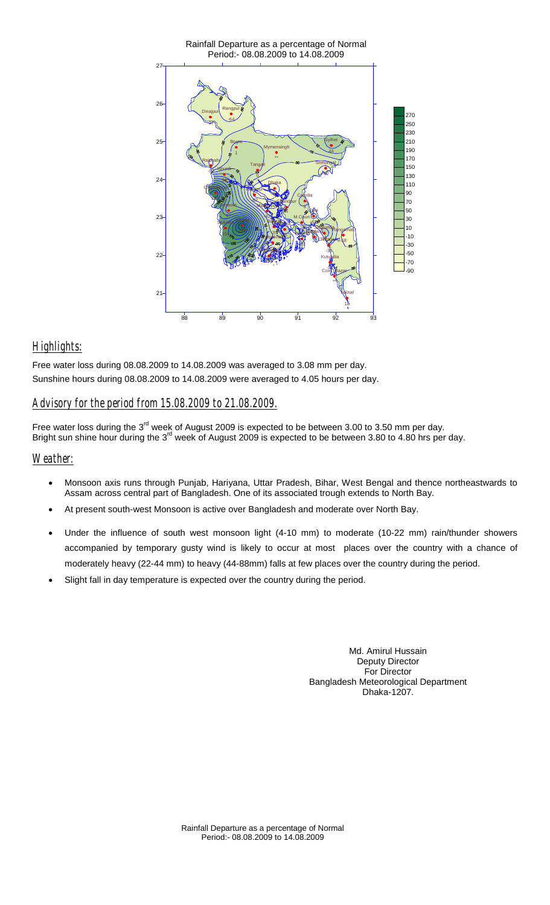Rainfall Departure as a percentage of Normal
Period:- 08.08.2009 to 14.08.2009

27
26
25
24
23
22
21
88
89
90
91
92
93

Dinajpur
Rangpur
64
Bogra
1
Mymensingh
Sylhet
44
Rajshahi
Tangail
Srimongal
Ishurdi
Dhaka
Comilla
Chandpur
Jessore
M.Court
Feni
Satkhira
Khulna
Rangamati
Chittagong
Kutubdia
Cox's Bazar
Teknaf
15

270
250
230
210
190
170
150
130
110
90
70
50
30
10
-10
-30
-50
-70
-90

## Highlights:

Free water loss during 08.08.2009 to 14.08.2009 was averaged to 3.08 mm per day.
Sunshine hours during 08.08.2009 to 14.08.2009 were averaged to 4.05 hours per day.

## Advisory for the period from 15.08.2009 to 21.08.2009.

Free water loss during the 3rd week of August 2009 is expected to be between 3.00 to 3.50 mm per day.
Bright sun shine hour during the 3rd week of August 2009 is expected to be between 3.80 to 4.80 hrs per day.

## Weather:

- Monsoon axis runs through Punjab, Hariyana, Uttar Pradesh, Bihar, West Bengal and thence northeastwards to Assam across central part of Bangladesh. One of its associated trough extends to North Bay.
- At present south-west Monsoon is active over Bangladesh and moderate over North Bay.
- Under the influence of south west monsoon light (4-10 mm) to moderate (10-22 mm) rain/thunder showers accompanied by temporary gusty wind is likely to occur at most places over the country with a chance of moderately heavy (22-44 mm) to heavy (44-88mm) falls at few places over the country during the period.
- Slight fall in day temperature is expected over the country during the period.

Md. Amirul Hussain
Deputy Director
For Director
Bangladesh Meteorological Department
Dhaka-1207.

Rainfall Departure as a percentage of Normal
Period:- 08.08.2009 to 14.08.2009